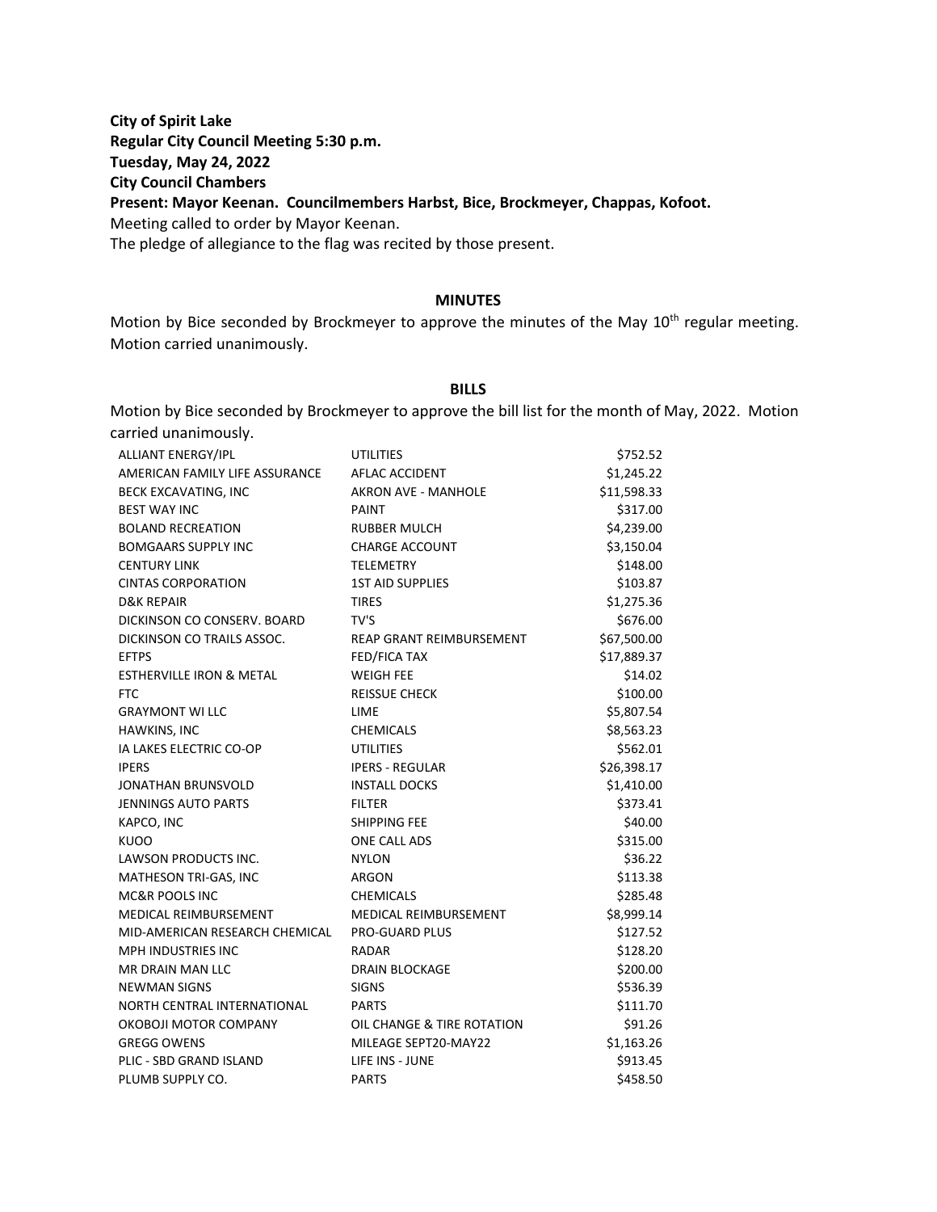**City of Spirit Lake**
**Regular City Council Meeting 5:30 p.m.**
**Tuesday, May 24, 2022**
**City Council Chambers**
**Present: Mayor Keenan. Councilmembers Harbst, Bice, Brockmeyer, Chappas, Kofoot.**

Meeting called to order by Mayor Keenan.

The pledge of allegiance to the flag was recited by those present.

## MINUTES

Motion by Bice seconded by Brockmeyer to approve the minutes of the May 10th regular meeting. Motion carried unanimously.

## BILLS

Motion by Bice seconded by Brockmeyer to approve the bill list for the month of May, 2022. Motion carried unanimously.

| | | |
|---|---|---|
| ALLIANT ENERGY/IPL | UTILITIES | $752.52 |
| AMERICAN FAMILY LIFE ASSURANCE | AFLAC ACCIDENT | $1,245.22 |
| BECK EXCAVATING, INC | AKRON AVE - MANHOLE | $11,598.33 |
| BEST WAY INC | PAINT | $317.00 |
| BOLAND RECREATION | RUBBER MULCH | $4,239.00 |
| BOMGAARS SUPPLY INC | CHARGE ACCOUNT | $3,150.04 |
| CENTURY LINK | TELEMETRY | $148.00 |
| CINTAS CORPORATION | 1ST AID SUPPLIES | $103.87 |
| D&K REPAIR | TIRES | $1,275.36 |
| DICKINSON CO CONSERV. BOARD | TV'S | $676.00 |
| DICKINSON CO TRAILS ASSOC. | REAP GRANT REIMBURSEMENT | $67,500.00 |
| EFTPS | FED/FICA TAX | $17,889.37 |
| ESTHERVILLE IRON & METAL | WEIGH FEE | $14.02 |
| FTC | REISSUE CHECK | $100.00 |
| GRAYMONT WI LLC | LIME | $5,807.54 |
| HAWKINS, INC | CHEMICALS | $8,563.23 |
| IA LAKES ELECTRIC CO-OP | UTILITIES | $562.01 |
| IPERS | IPERS - REGULAR | $26,398.17 |
| JONATHAN BRUNSVOLD | INSTALL DOCKS | $1,410.00 |
| JENNINGS AUTO PARTS | FILTER | $373.41 |
| KAPCO, INC | SHIPPING FEE | $40.00 |
| KUOO | ONE CALL ADS | $315.00 |
| LAWSON PRODUCTS INC. | NYLON | $36.22 |
| MATHESON TRI-GAS, INC | ARGON | $113.38 |
| MC&R POOLS INC | CHEMICALS | $285.48 |
| MEDICAL REIMBURSEMENT | MEDICAL REIMBURSEMENT | $8,999.14 |
| MID-AMERICAN RESEARCH CHEMICAL | PRO-GUARD PLUS | $127.52 |
| MPH INDUSTRIES INC | RADAR | $128.20 |
| MR DRAIN MAN LLC | DRAIN BLOCKAGE | $200.00 |
| NEWMAN SIGNS | SIGNS | $536.39 |
| NORTH CENTRAL INTERNATIONAL | PARTS | $111.70 |
| OKOBOJI MOTOR COMPANY | OIL CHANGE & TIRE ROTATION | $91.26 |
| GREGG OWENS | MILEAGE SEPT20-MAY22 | $1,163.26 |
| PLIC - SBD GRAND ISLAND | LIFE INS - JUNE | $913.45 |
| PLUMB SUPPLY CO. | PARTS | $458.50 |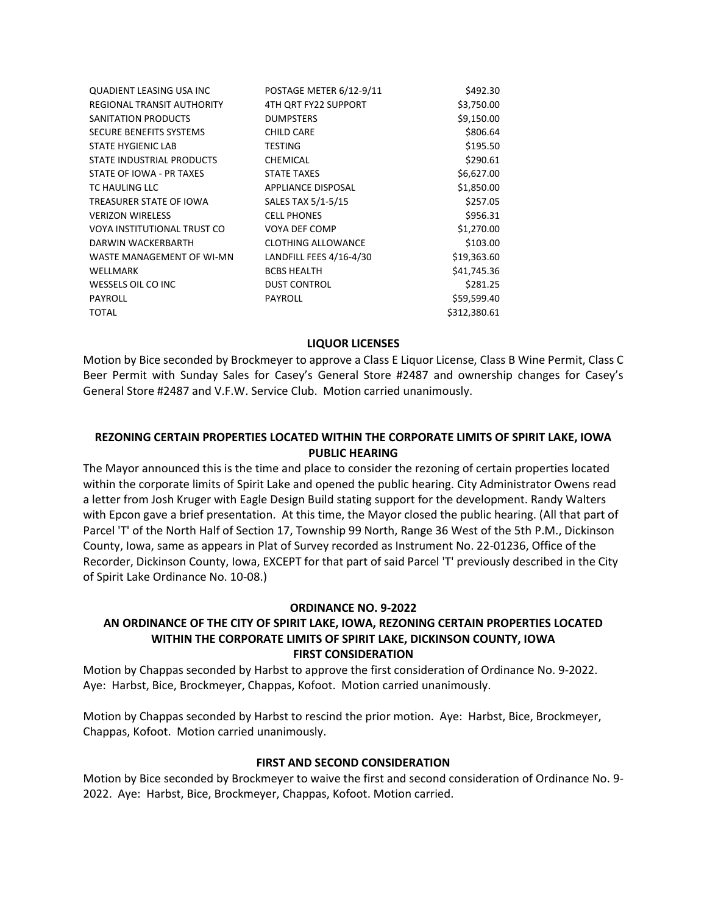| | | |
|---|---|---|
| QUADIENT LEASING USA INC | POSTAGE METER 6/12-9/11 | $492.30 |
| REGIONAL TRANSIT AUTHORITY | 4TH QRT FY22 SUPPORT | $3,750.00 |
| SANITATION PRODUCTS | DUMPSTERS | $9,150.00 |
| SECURE BENEFITS SYSTEMS | CHILD CARE | $806.64 |
| STATE HYGIENIC LAB | TESTING | $195.50 |
| STATE INDUSTRIAL PRODUCTS | CHEMICAL | $290.61 |
| STATE OF IOWA - PR TAXES | STATE TAXES | $6,627.00 |
| TC HAULING LLC | APPLIANCE DISPOSAL | $1,850.00 |
| TREASURER STATE OF IOWA | SALES TAX 5/1-5/15 | $257.05 |
| VERIZON WIRELESS | CELL PHONES | $956.31 |
| VOYA INSTITUTIONAL TRUST CO | VOYA DEF COMP | $1,270.00 |
| DARWIN WACKERBARTH | CLOTHING ALLOWANCE | $103.00 |
| WASTE MANAGEMENT OF WI-MN | LANDFILL FEES 4/16-4/30 | $19,363.60 |
| WELLMARK | BCBS HEALTH | $41,745.36 |
| WESSELS OIL CO INC | DUST CONTROL | $281.25 |
| PAYROLL | PAYROLL | $59,599.40 |
| TOTAL | | $312,380.61 |

**LIQUOR LICENSES**

Motion by Bice seconded by Brockmeyer to approve a Class E Liquor License, Class B Wine Permit, Class C Beer Permit with Sunday Sales for Casey's General Store #2487 and ownership changes for Casey's General Store #2487 and V.F.W. Service Club. Motion carried unanimously.

**REZONING CERTAIN PROPERTIES LOCATED WITHIN THE CORPORATE LIMITS OF SPIRIT LAKE, IOWA PUBLIC HEARING**

The Mayor announced this is the time and place to consider the rezoning of certain properties located within the corporate limits of Spirit Lake and opened the public hearing. City Administrator Owens read a letter from Josh Kruger with Eagle Design Build stating support for the development. Randy Walters with Epcon gave a brief presentation. At this time, the Mayor closed the public hearing. (All that part of Parcel 'T' of the North Half of Section 17, Township 99 North, Range 36 West of the 5th P.M., Dickinson County, Iowa, same as appears in Plat of Survey recorded as Instrument No. 22-01236, Office of the Recorder, Dickinson County, Iowa, EXCEPT for that part of said Parcel 'T' previously described in the City of Spirit Lake Ordinance No. 10-08.)

**ORDINANCE NO. 9-2022**
**AN ORDINANCE OF THE CITY OF SPIRIT LAKE, IOWA, REZONING CERTAIN PROPERTIES LOCATED WITHIN THE CORPORATE LIMITS OF SPIRIT LAKE, DICKINSON COUNTY, IOWA**
**FIRST CONSIDERATION**

Motion by Chappas seconded by Harbst to approve the first consideration of Ordinance No. 9-2022. Aye: Harbst, Bice, Brockmeyer, Chappas, Kofoot. Motion carried unanimously.

Motion by Chappas seconded by Harbst to rescind the prior motion. Aye: Harbst, Bice, Brockmeyer, Chappas, Kofoot. Motion carried unanimously.

**FIRST AND SECOND CONSIDERATION**

Motion by Bice seconded by Brockmeyer to waive the first and second consideration of Ordinance No. 9-2022. Aye: Harbst, Bice, Brockmeyer, Chappas, Kofoot. Motion carried.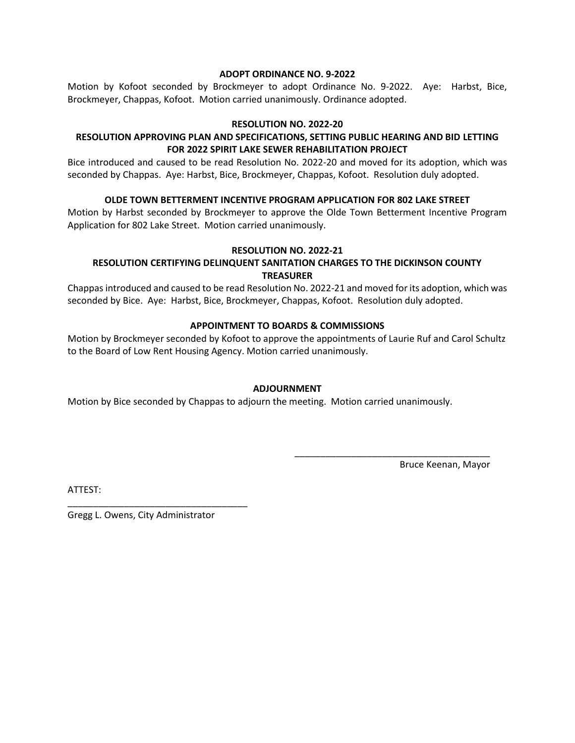**ADOPT ORDINANCE NO. 9-2022**

Motion by Kofoot seconded by Brockmeyer to adopt Ordinance No. 9-2022. Aye: Harbst, Bice, Brockmeyer, Chappas, Kofoot. Motion carried unanimously. Ordinance adopted.

**RESOLUTION NO. 2022-20**

**RESOLUTION APPROVING PLAN AND SPECIFICATIONS, SETTING PUBLIC HEARING AND BID LETTING FOR 2022 SPIRIT LAKE SEWER REHABILITATION PROJECT**

Bice introduced and caused to be read Resolution No. 2022-20 and moved for its adoption, which was seconded by Chappas. Aye: Harbst, Bice, Brockmeyer, Chappas, Kofoot. Resolution duly adopted.

**OLDE TOWN BETTERMENT INCENTIVE PROGRAM APPLICATION FOR 802 LAKE STREET**

Motion by Harbst seconded by Brockmeyer to approve the Olde Town Betterment Incentive Program Application for 802 Lake Street. Motion carried unanimously.

**RESOLUTION NO. 2022-21**

**RESOLUTION CERTIFYING DELINQUENT SANITATION CHARGES TO THE DICKINSON COUNTY TREASURER**

Chappas introduced and caused to be read Resolution No. 2022-21 and moved for its adoption, which was seconded by Bice. Aye: Harbst, Bice, Brockmeyer, Chappas, Kofoot. Resolution duly adopted.

**APPOINTMENT TO BOARDS & COMMISSIONS**

Motion by Brockmeyer seconded by Kofoot to approve the appointments of Laurie Ruf and Carol Schultz to the Board of Low Rent Housing Agency. Motion carried unanimously.

**ADJOURNMENT**

Motion by Bice seconded by Chappas to adjourn the meeting. Motion carried unanimously.

\_\_\_\_\_\_\_\_\_\_\_\_\_\_\_\_\_\_\_\_\_\_\_\_\_\_\_\_\_\_\_\_\_\_\_\_\_\_\_

Bruce Keenan, Mayor

ATTEST:

\_\_\_\_\_\_\_\_\_\_\_\_\_\_\_\_\_\_\_\_\_\_\_\_\_\_\_\_\_\_\_\_\_\_\_\_

Gregg L. Owens, City Administrator